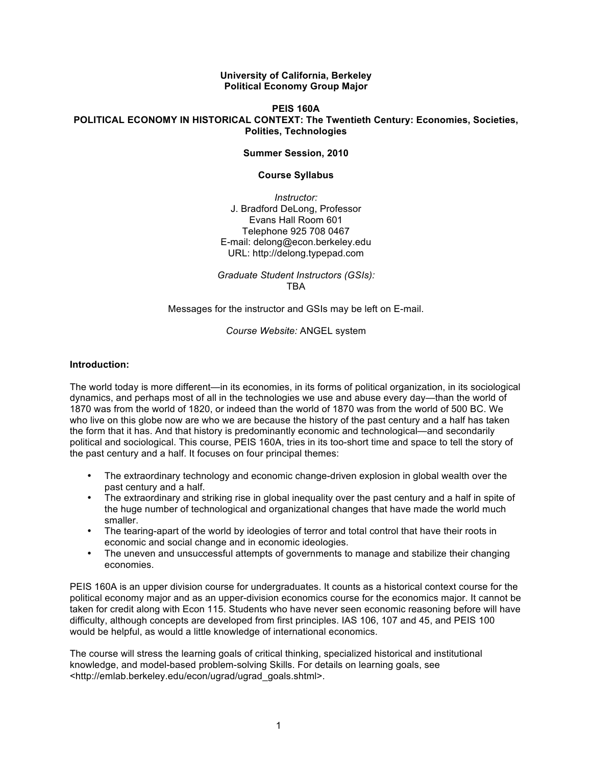**University of California, Berkeley**
**Political Economy Group Major**

**PEIS 160A**
**POLITICAL ECONOMY IN HISTORICAL CONTEXT: The Twentieth Century: Economies, Societies, Polities, Technologies**

**Summer Session, 2010**

**Course Syllabus**

*Instructor:*
J. Bradford DeLong, Professor
Evans Hall Room 601
Telephone 925 708 0467
E-mail: delong@econ.berkeley.edu
URL: http://delong.typepad.com

*Graduate Student Instructors (GSIs):*
TBA

Messages for the instructor and GSIs may be left on E-mail.

*Course Website:* ANGEL system

**Introduction:**

The world today is more different—in its economies, in its forms of political organization, in its sociological dynamics, and perhaps most of all in the technologies we use and abuse every day—than the world of 1870 was from the world of 1820, or indeed than the world of 1870 was from the world of 500 BC. We who live on this globe now are who we are because the history of the past century and a half has taken the form that it has. And that history is predominantly economic and technological—and secondarily political and sociological. This course, PEIS 160A, tries in its too-short time and space to tell the story of the past century and a half. It focuses on four principal themes:

- The extraordinary technology and economic change-driven explosion in global wealth over the past century and a half.
- The extraordinary and striking rise in global inequality over the past century and a half in spite of the huge number of technological and organizational changes that have made the world much smaller.
- The tearing-apart of the world by ideologies of terror and total control that have their roots in economic and social change and in economic ideologies.
- The uneven and unsuccessful attempts of governments to manage and stabilize their changing economies.

PEIS 160A is an upper division course for undergraduates. It counts as a historical context course for the political economy major and as an upper-division economics course for the economics major. It cannot be taken for credit along with Econ 115. Students who have never seen economic reasoning before will have difficulty, although concepts are developed from first principles. IAS 106, 107 and 45, and PEIS 100 would be helpful, as would a little knowledge of international economics.

The course will stress the learning goals of critical thinking, specialized historical and institutional knowledge, and model-based problem-solving Skills. For details on learning goals, see <http://emlab.berkeley.edu/econ/ugrad/ugrad_goals.shtml>.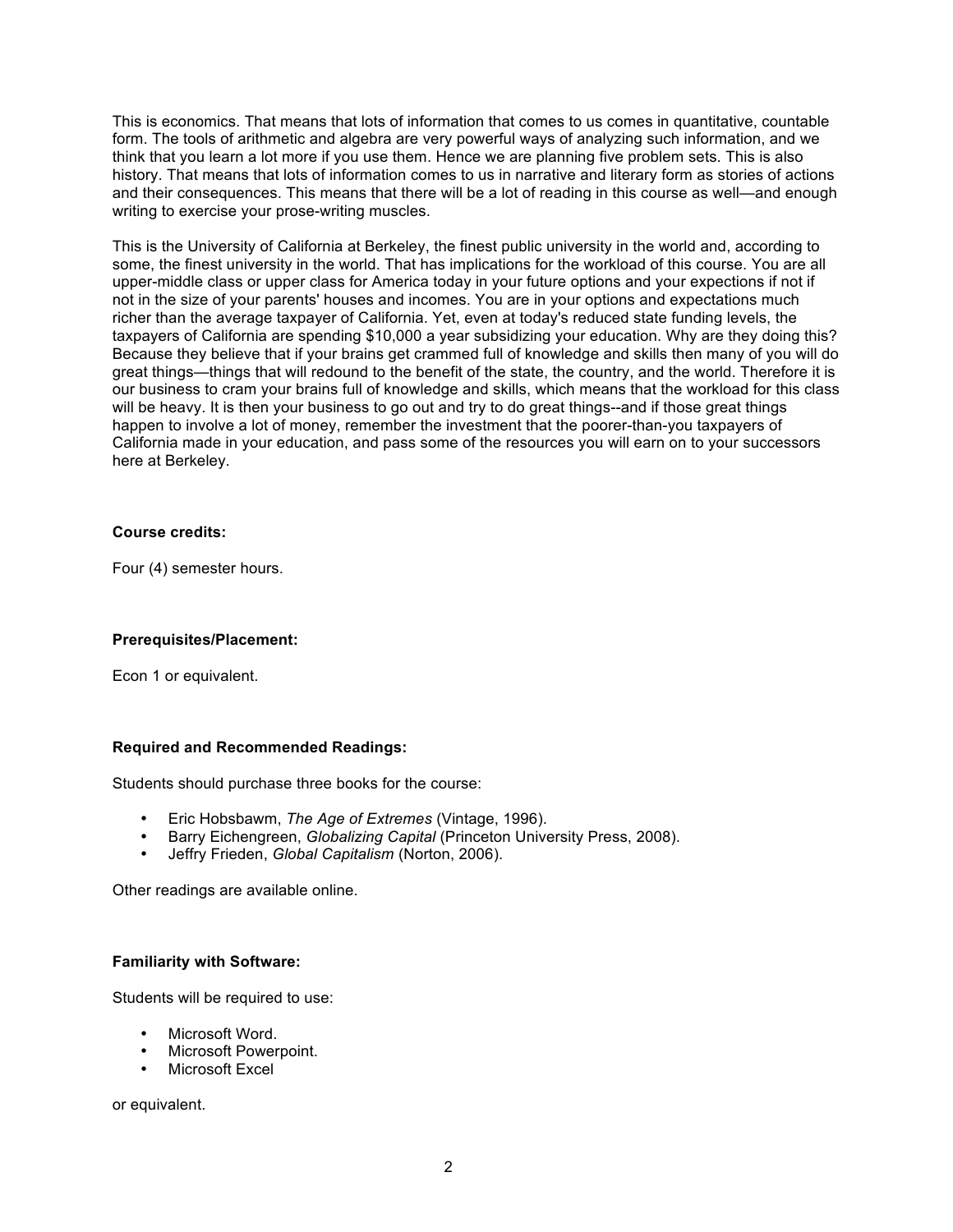This is economics. That means that lots of information that comes to us comes in quantitative, countable form. The tools of arithmetic and algebra are very powerful ways of analyzing such information, and we think that you learn a lot more if you use them. Hence we are planning five problem sets. This is also history. That means that lots of information comes to us in narrative and literary form as stories of actions and their consequences. This means that there will be a lot of reading in this course as well—and enough writing to exercise your prose-writing muscles.

This is the University of California at Berkeley, the finest public university in the world and, according to some, the finest university in the world. That has implications for the workload of this course. You are all upper-middle class or upper class for America today in your future options and your expections if not if not in the size of your parents' houses and incomes. You are in your options and expectations much richer than the average taxpayer of California. Yet, even at today's reduced state funding levels, the taxpayers of California are spending $10,000 a year subsidizing your education. Why are they doing this? Because they believe that if your brains get crammed full of knowledge and skills then many of you will do great things—things that will redound to the benefit of the state, the country, and the world. Therefore it is our business to cram your brains full of knowledge and skills, which means that the workload for this class will be heavy. It is then your business to go out and try to do great things--and if those great things happen to involve a lot of money, remember the investment that the poorer-than-you taxpayers of California made in your education, and pass some of the resources you will earn on to your successors here at Berkeley.

**Course credits:**

Four (4) semester hours.

**Prerequisites/Placement:**

Econ 1 or equivalent.

**Required and Recommended Readings:**

Students should purchase three books for the course:

- Eric Hobsbawm, *The Age of Extremes* (Vintage, 1996).
- Barry Eichengreen, *Globalizing Capital* (Princeton University Press, 2008).
- Jeffry Frieden, *Global Capitalism* (Norton, 2006).

Other readings are available online.

**Familiarity with Software:**

Students will be required to use:

- Microsoft Word.
- Microsoft Powerpoint.
- Microsoft Excel

or equivalent.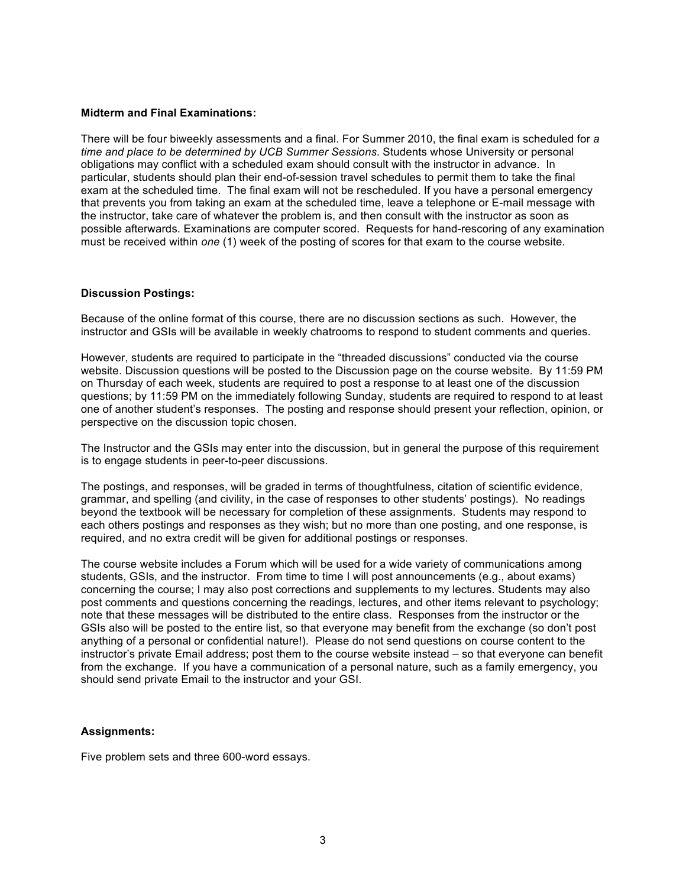**Midterm and Final Examinations:**

There will be four biweekly assessments and a final. For Summer 2010, the final exam is scheduled for *a time and place to be determined by UCB Summer Sessions*. Students whose University or personal obligations may conflict with a scheduled exam should consult with the instructor in advance. In particular, students should plan their end-of-session travel schedules to permit them to take the final exam at the scheduled time. The final exam will not be rescheduled. If you have a personal emergency that prevents you from taking an exam at the scheduled time, leave a telephone or E-mail message with the instructor, take care of whatever the problem is, and then consult with the instructor as soon as possible afterwards. Examinations are computer scored. Requests for hand-rescoring of any examination must be received within *one* (1) week of the posting of scores for that exam to the course website.

**Discussion Postings:**

Because of the online format of this course, there are no discussion sections as such. However, the instructor and GSIs will be available in weekly chatrooms to respond to student comments and queries.

However, students are required to participate in the "threaded discussions" conducted via the course website. Discussion questions will be posted to the Discussion page on the course website. By 11:59 PM on Thursday of each week, students are required to post a response to at least one of the discussion questions; by 11:59 PM on the immediately following Sunday, students are required to respond to at least one of another student's responses. The posting and response should present your reflection, opinion, or perspective on the discussion topic chosen.

The Instructor and the GSIs may enter into the discussion, but in general the purpose of this requirement is to engage students in peer-to-peer discussions.

The postings, and responses, will be graded in terms of thoughtfulness, citation of scientific evidence, grammar, and spelling (and civility, in the case of responses to other students' postings). No readings beyond the textbook will be necessary for completion of these assignments. Students may respond to each others postings and responses as they wish; but no more than one posting, and one response, is required, and no extra credit will be given for additional postings or responses.

The course website includes a Forum which will be used for a wide variety of communications among students, GSIs, and the instructor. From time to time I will post announcements (e.g., about exams) concerning the course; I may also post corrections and supplements to my lectures. Students may also post comments and questions concerning the readings, lectures, and other items relevant to psychology; note that these messages will be distributed to the entire class. Responses from the instructor or the GSIs also will be posted to the entire list, so that everyone may benefit from the exchange (so don't post anything of a personal or confidential nature!). Please do not send questions on course content to the instructor's private Email address; post them to the course website instead – so that everyone can benefit from the exchange. If you have a communication of a personal nature, such as a family emergency, you should send private Email to the instructor and your GSI.

**Assignments:**

Five problem sets and three 600-word essays.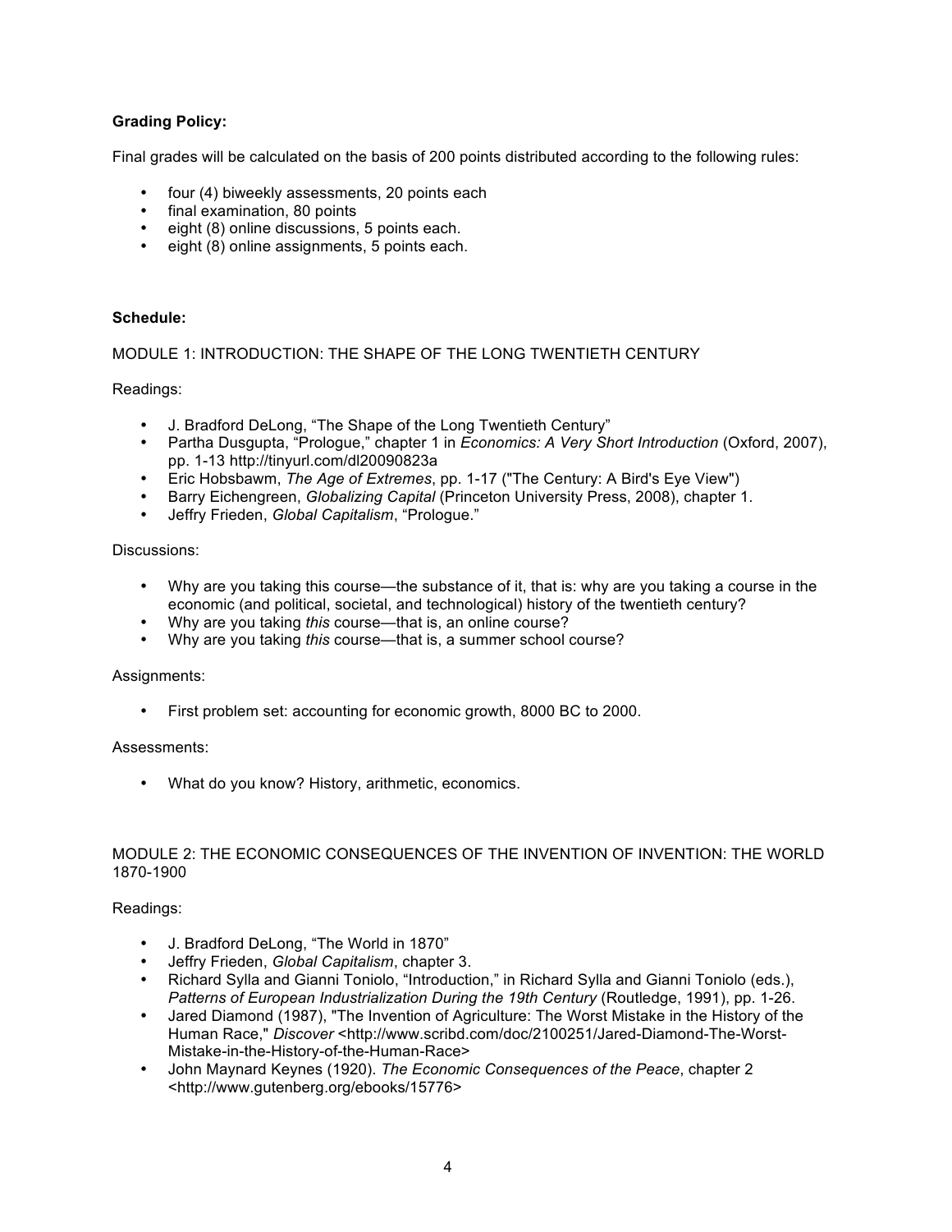**Grading Policy:**

Final grades will be calculated on the basis of 200 points distributed according to the following rules:

- four (4) biweekly assessments, 20 points each
- final examination, 80 points
- eight (8) online discussions, 5 points each.
- eight (8) online assignments, 5 points each.

**Schedule:**

MODULE 1: INTRODUCTION: THE SHAPE OF THE LONG TWENTIETH CENTURY

Readings:

- J. Bradford DeLong, “The Shape of the Long Twentieth Century”
- Partha Dusgupta, “Prologue,” chapter 1 in *Economics: A Very Short Introduction* (Oxford, 2007), pp. 1-13 http://tinyurl.com/dl20090823a
- Eric Hobsbawm, *The Age of Extremes*, pp. 1-17 ("The Century: A Bird's Eye View")
- Barry Eichengreen, *Globalizing Capital* (Princeton University Press, 2008), chapter 1.
- Jeffry Frieden, *Global Capitalism*, “Prologue.”

Discussions:

- Why are you taking this course—the substance of it, that is: why are you taking a course in the economic (and political, societal, and technological) history of the twentieth century?
- Why are you taking *this* course—that is, an online course?
- Why are you taking *this* course—that is, a summer school course?

Assignments:

- First problem set: accounting for economic growth, 8000 BC to 2000.

Assessments:

- What do you know? History, arithmetic, economics.

MODULE 2: THE ECONOMIC CONSEQUENCES OF THE INVENTION OF INVENTION: THE WORLD 1870-1900

Readings:

- J. Bradford DeLong, “The World in 1870”
- Jeffry Frieden, *Global Capitalism*, chapter 3.
- Richard Sylla and Gianni Toniolo, “Introduction,” in Richard Sylla and Gianni Toniolo (eds.), *Patterns of European Industrialization During the 19th Century* (Routledge, 1991), pp. 1-26.
- Jared Diamond (1987), "The Invention of Agriculture: The Worst Mistake in the History of the Human Race," *Discover* <http://www.scribd.com/doc/2100251/Jared-Diamond-The-Worst-Mistake-in-the-History-of-the-Human-Race>
- John Maynard Keynes (1920). *The Economic Consequences of the Peace*, chapter 2 <http://www.gutenberg.org/ebooks/15776>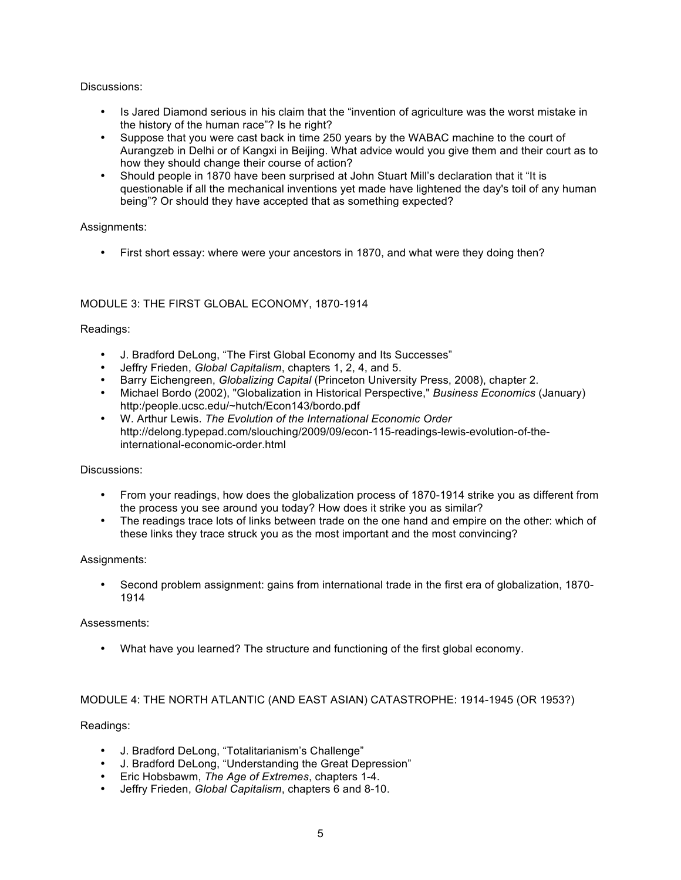Discussions:

- Is Jared Diamond serious in his claim that the "invention of agriculture was the worst mistake in the history of the human race"? Is he right?
- Suppose that you were cast back in time 250 years by the WABAC machine to the court of Aurangzeb in Delhi or of Kangxi in Beijing. What advice would you give them and their court as to how they should change their course of action?
- Should people in 1870 have been surprised at John Stuart Mill's declaration that it "It is questionable if all the mechanical inventions yet made have lightened the day's toil of any human being"? Or should they have accepted that as something expected?

Assignments:

- First short essay: where were your ancestors in 1870, and what were they doing then?

## MODULE 3: THE FIRST GLOBAL ECONOMY, 1870-1914

Readings:

- J. Bradford DeLong, "The First Global Economy and Its Successes"
- Jeffry Frieden, *Global Capitalism*, chapters 1, 2, 4, and 5.
- Barry Eichengreen, *Globalizing Capital* (Princeton University Press, 2008), chapter 2.
- Michael Bordo (2002), "Globalization in Historical Perspective," *Business Economics* (January) http:/people.ucsc.edu/~hutch/Econ143/bordo.pdf
- W. Arthur Lewis. *The Evolution of the International Economic Order* http://delong.typepad.com/slouching/2009/09/econ-115-readings-lewis-evolution-of-the-international-economic-order.html

Discussions:

- From your readings, how does the globalization process of 1870-1914 strike you as different from the process you see around you today? How does it strike you as similar?
- The readings trace lots of links between trade on the one hand and empire on the other: which of these links they trace struck you as the most important and the most convincing?

Assignments:

- Second problem assignment: gains from international trade in the first era of globalization, 1870-1914

Assessments:

- What have you learned? The structure and functioning of the first global economy.

## MODULE 4: THE NORTH ATLANTIC (AND EAST ASIAN) CATASTROPHE: 1914-1945 (OR 1953?)

Readings:

- J. Bradford DeLong, "Totalitarianism's Challenge"
- J. Bradford DeLong, "Understanding the Great Depression"
- Eric Hobsbawm, *The Age of Extremes*, chapters 1-4.
- Jeffry Frieden, *Global Capitalism*, chapters 6 and 8-10.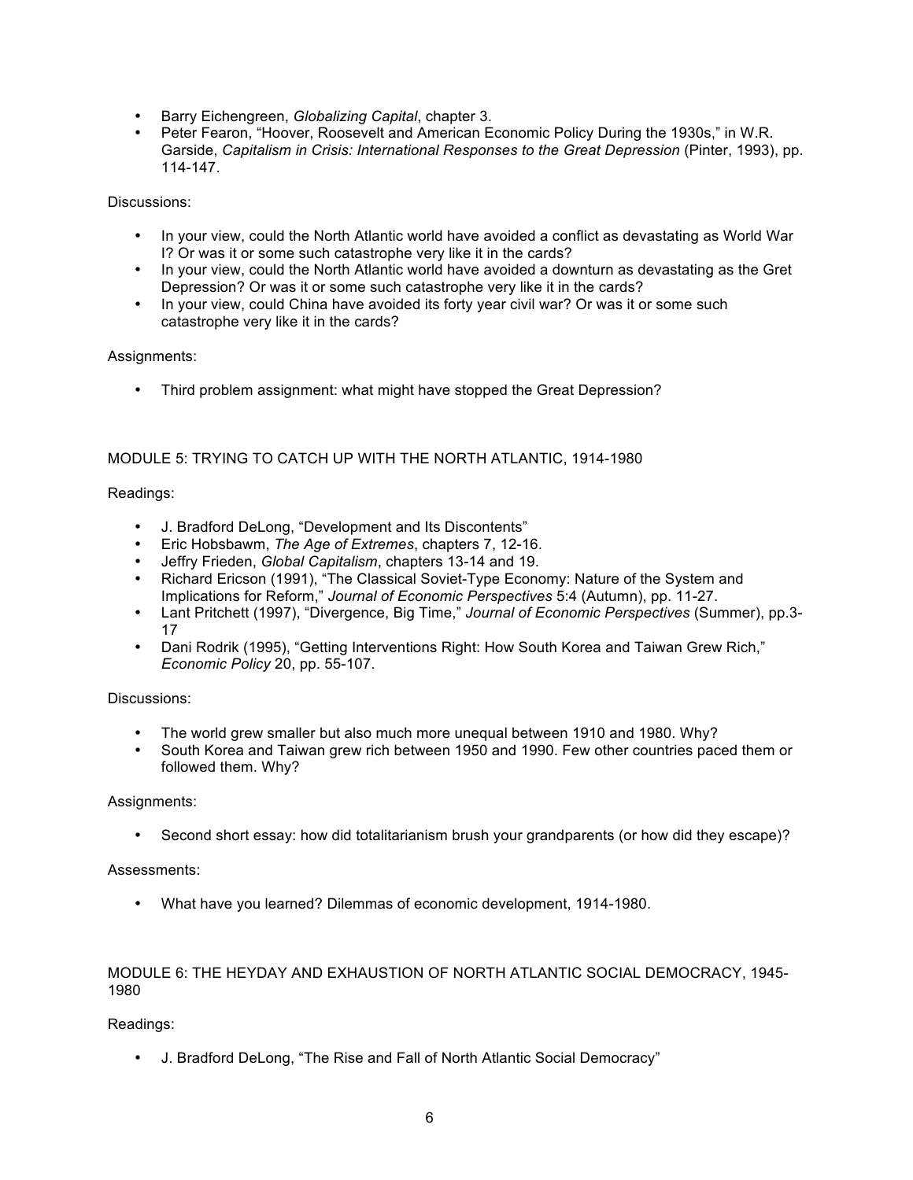- Barry Eichengreen, *Globalizing Capital*, chapter 3.
- Peter Fearon, "Hoover, Roosevelt and American Economic Policy During the 1930s," in W.R. Garside, *Capitalism in Crisis: International Responses to the Great Depression* (Pinter, 1993), pp. 114-147.

Discussions:

- In your view, could the North Atlantic world have avoided a conflict as devastating as World War I? Or was it or some such catastrophe very like it in the cards?
- In your view, could the North Atlantic world have avoided a downturn as devastating as the Gret Depression? Or was it or some such catastrophe very like it in the cards?
- In your view, could China have avoided its forty year civil war? Or was it or some such catastrophe very like it in the cards?

Assignments:

- Third problem assignment: what might have stopped the Great Depression?

## MODULE 5: TRYING TO CATCH UP WITH THE NORTH ATLANTIC, 1914-1980

Readings:

- J. Bradford DeLong, "Development and Its Discontents"
- Eric Hobsbawm, *The Age of Extremes*, chapters 7, 12-16.
- Jeffry Frieden, *Global Capitalism*, chapters 13-14 and 19.
- Richard Ericson (1991), "The Classical Soviet-Type Economy: Nature of the System and Implications for Reform," *Journal of Economic Perspectives* 5:4 (Autumn), pp. 11-27.
- Lant Pritchett (1997), "Divergence, Big Time," *Journal of Economic Perspectives* (Summer), pp.3-17
- Dani Rodrik (1995), "Getting Interventions Right: How South Korea and Taiwan Grew Rich," *Economic Policy* 20, pp. 55-107.

Discussions:

- The world grew smaller but also much more unequal between 1910 and 1980. Why?
- South Korea and Taiwan grew rich between 1950 and 1990. Few other countries paced them or followed them. Why?

Assignments:

- Second short essay: how did totalitarianism brush your grandparents (or how did they escape)?

Assessments:

- What have you learned? Dilemmas of economic development, 1914-1980.

## MODULE 6: THE HEYDAY AND EXHAUSTION OF NORTH ATLANTIC SOCIAL DEMOCRACY, 1945-1980

Readings:

- J. Bradford DeLong, "The Rise and Fall of North Atlantic Social Democracy"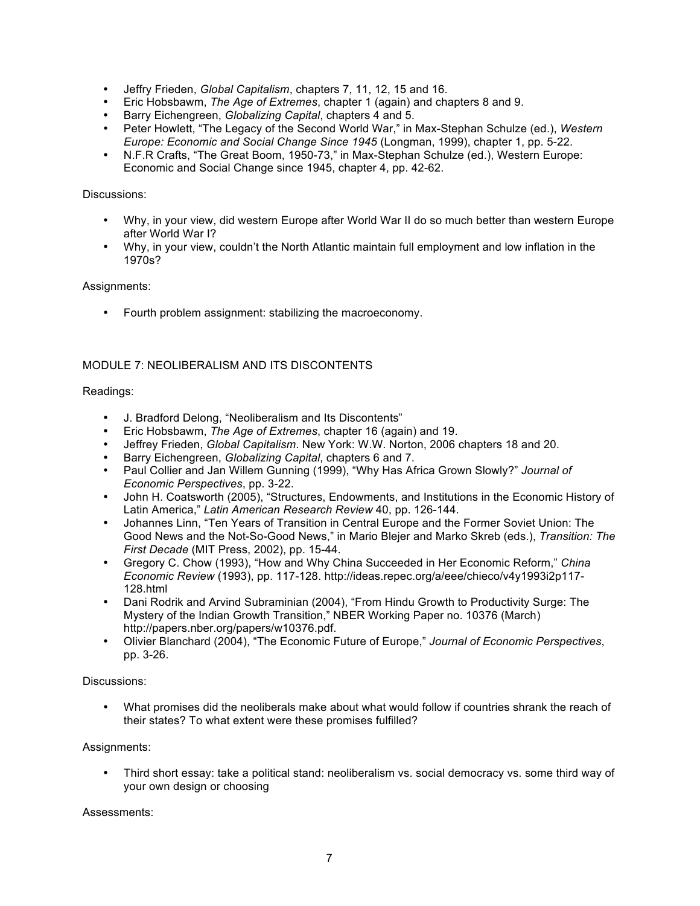- Jeffry Frieden, *Global Capitalism*, chapters 7, 11, 12, 15 and 16.
- Eric Hobsbawm, *The Age of Extremes*, chapter 1 (again) and chapters 8 and 9.
- Barry Eichengreen, *Globalizing Capital*, chapters 4 and 5.
- Peter Howlett, "The Legacy of the Second World War," in Max-Stephan Schulze (ed.), *Western Europe: Economic and Social Change Since 1945* (Longman, 1999), chapter 1, pp. 5-22.
- N.F.R Crafts, "The Great Boom, 1950-73," in Max-Stephan Schulze (ed.), Western Europe: Economic and Social Change since 1945, chapter 4, pp. 42-62.

Discussions:

- Why, in your view, did western Europe after World War II do so much better than western Europe after World War I?
- Why, in your view, couldn't the North Atlantic maintain full employment and low inflation in the 1970s?

Assignments:

- Fourth problem assignment: stabilizing the macroeconomy.

MODULE 7: NEOLIBERALISM AND ITS DISCONTENTS

Readings:

- J. Bradford Delong, "Neoliberalism and Its Discontents"
- Eric Hobsbawm, *The Age of Extremes*, chapter 16 (again) and 19.
- Jeffrey Frieden, *Global Capitalism*. New York: W.W. Norton, 2006 chapters 18 and 20.
- Barry Eichengreen, *Globalizing Capital*, chapters 6 and 7.
- Paul Collier and Jan Willem Gunning (1999), "Why Has Africa Grown Slowly?" *Journal of Economic Perspectives*, pp. 3-22.
- John H. Coatsworth (2005), "Structures, Endowments, and Institutions in the Economic History of Latin America," *Latin American Research Review* 40, pp. 126-144.
- Johannes Linn, "Ten Years of Transition in Central Europe and the Former Soviet Union: The Good News and the Not-So-Good News," in Mario Blejer and Marko Skreb (eds.), *Transition: The First Decade* (MIT Press, 2002), pp. 15-44.
- Gregory C. Chow (1993), "How and Why China Succeeded in Her Economic Reform," *China Economic Review* (1993), pp. 117-128. http://ideas.repec.org/a/eee/chieco/v4y1993i2p117-128.html
- Dani Rodrik and Arvind Subraminian (2004), "From Hindu Growth to Productivity Surge: The Mystery of the Indian Growth Transition," NBER Working Paper no. 10376 (March) http://papers.nber.org/papers/w10376.pdf.
- Olivier Blanchard (2004), "The Economic Future of Europe," *Journal of Economic Perspectives*, pp. 3-26.

Discussions:

- What promises did the neoliberals make about what would follow if countries shrank the reach of their states? To what extent were these promises fulfilled?

Assignments:

- Third short essay: take a political stand: neoliberalism vs. social democracy vs. some third way of your own design or choosing

Assessments: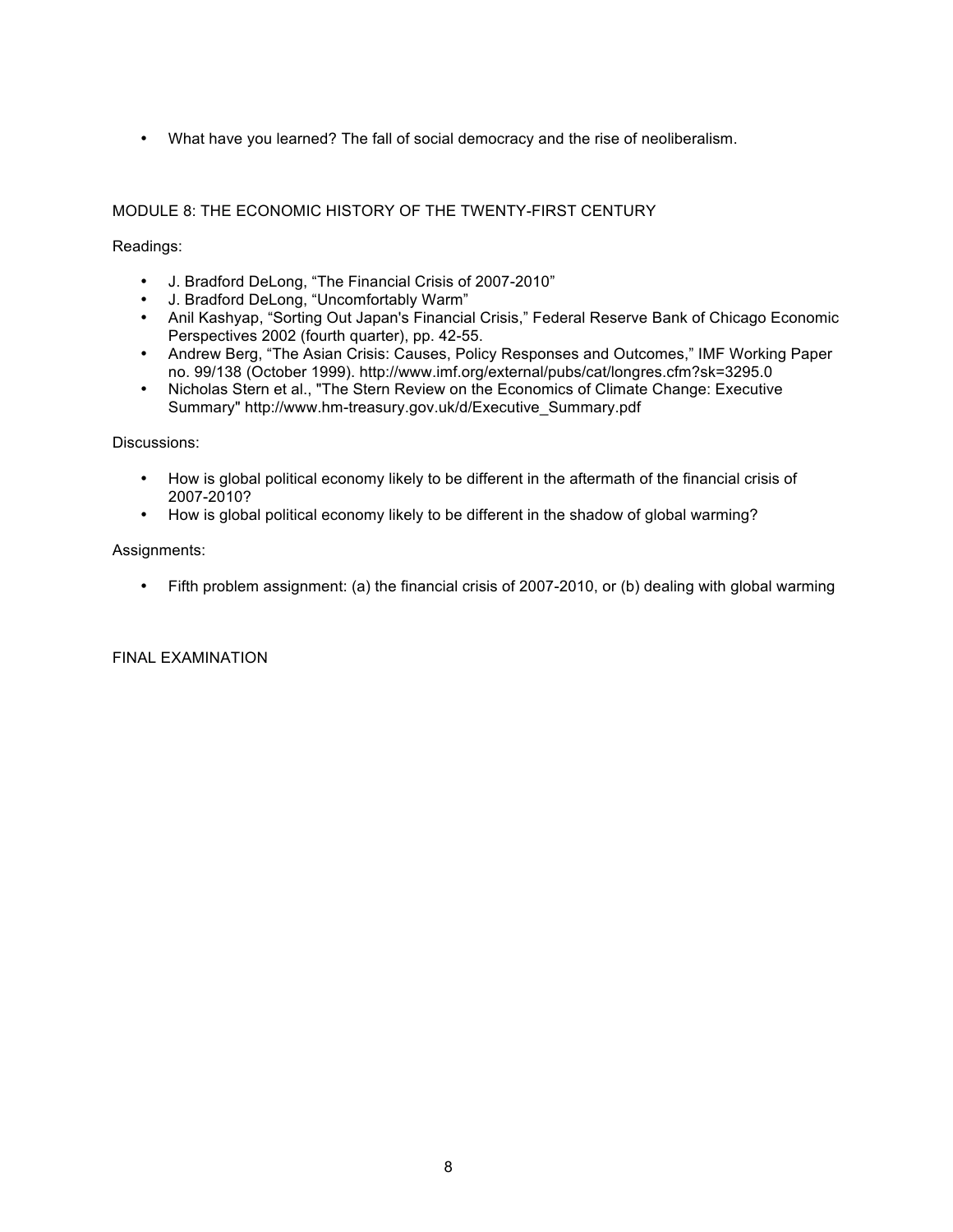- What have you learned? The fall of social democracy and the rise of neoliberalism.

## MODULE 8: THE ECONOMIC HISTORY OF THE TWENTY-FIRST CENTURY

Readings:

- J. Bradford DeLong, "The Financial Crisis of 2007-2010"
- J. Bradford DeLong, "Uncomfortably Warm"
- Anil Kashyap, "Sorting Out Japan's Financial Crisis," Federal Reserve Bank of Chicago Economic Perspectives 2002 (fourth quarter), pp. 42-55.
- Andrew Berg, "The Asian Crisis: Causes, Policy Responses and Outcomes," IMF Working Paper no. 99/138 (October 1999). http://www.imf.org/external/pubs/cat/longres.cfm?sk=3295.0
- Nicholas Stern et al., "The Stern Review on the Economics of Climate Change: Executive Summary" http://www.hm-treasury.gov.uk/d/Executive_Summary.pdf

Discussions:

- How is global political economy likely to be different in the aftermath of the financial crisis of 2007-2010?
- How is global political economy likely to be different in the shadow of global warming?

Assignments:

- Fifth problem assignment: (a) the financial crisis of 2007-2010, or (b) dealing with global warming

## FINAL EXAMINATION